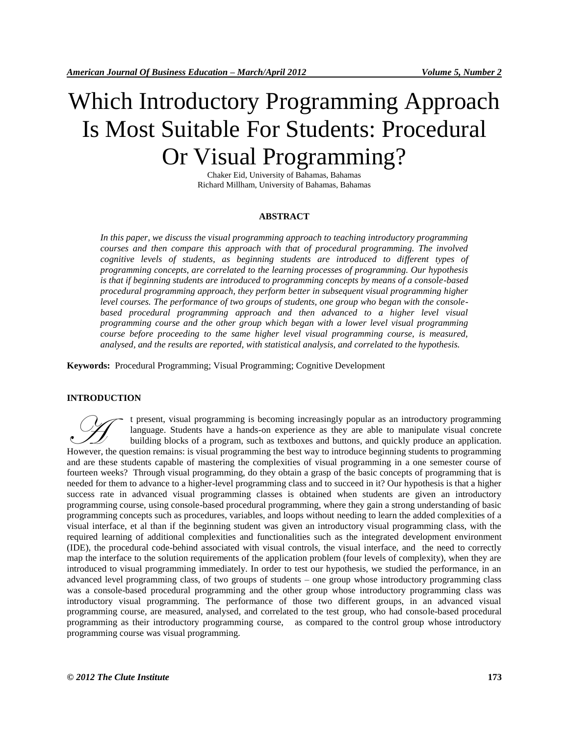# Which Introductory Programming Approach Is Most Suitable For Students: Procedural Or Visual Programming?

Chaker Eid, University of Bahamas, Bahamas
Richard Millham, University of Bahamas, Bahamas

## ABSTRACT

*In this paper, we discuss the visual programming approach to teaching introductory programming courses and then compare this approach with that of procedural programming. The involved cognitive levels of students, as beginning students are introduced to different types of programming concepts, are correlated to the learning processes of programming. Our hypothesis is that if beginning students are introduced to programming concepts by means of a console-based procedural programming approach, they perform better in subsequent visual programming higher level courses. The performance of two groups of students, one group who began with the console-based procedural programming approach and then advanced to a higher level visual programming course and the other group which began with a lower level visual programming course before proceeding to the same higher level visual programming course, is measured, analysed, and the results are reported, with statistical analysis, and correlated to the hypothesis.*

**Keywords:** Procedural Programming; Visual Programming; Cognitive Development

## INTRODUCTION

At present, visual programming is becoming increasingly popular as an introductory programming language. Students have a hands-on experience as they are able to manipulate visual concrete building blocks of a program, such as textboxes and buttons, and quickly produce an application. However, the question remains: is visual programming the best way to introduce beginning students to programming and are these students capable of mastering the complexities of visual programming in a one semester course of fourteen weeks? Through visual programming, do they obtain a grasp of the basic concepts of programming that is needed for them to advance to a higher-level programming class and to succeed in it? Our hypothesis is that a higher success rate in advanced visual programming classes is obtained when students are given an introductory programming course, using console-based procedural programming, where they gain a strong understanding of basic programming concepts such as procedures, variables, and loops without needing to learn the added complexities of a visual interface, et al than if the beginning student was given an introductory visual programming class, with the required learning of additional complexities and functionalities such as the integrated development environment (IDE), the procedural code-behind associated with visual controls, the visual interface, and the need to correctly map the interface to the solution requirements of the application problem (four levels of complexity), when they are introduced to visual programming immediately. In order to test our hypothesis, we studied the performance, in an advanced level programming class, of two groups of students – one group whose introductory programming class was a console-based procedural programming and the other group whose introductory programming class was introductory visual programming. The performance of those two different groups, in an advanced visual programming course, are measured, analysed, and correlated to the test group, who had console-based procedural programming as their introductory programming course, as compared to the control group whose introductory programming course was visual programming.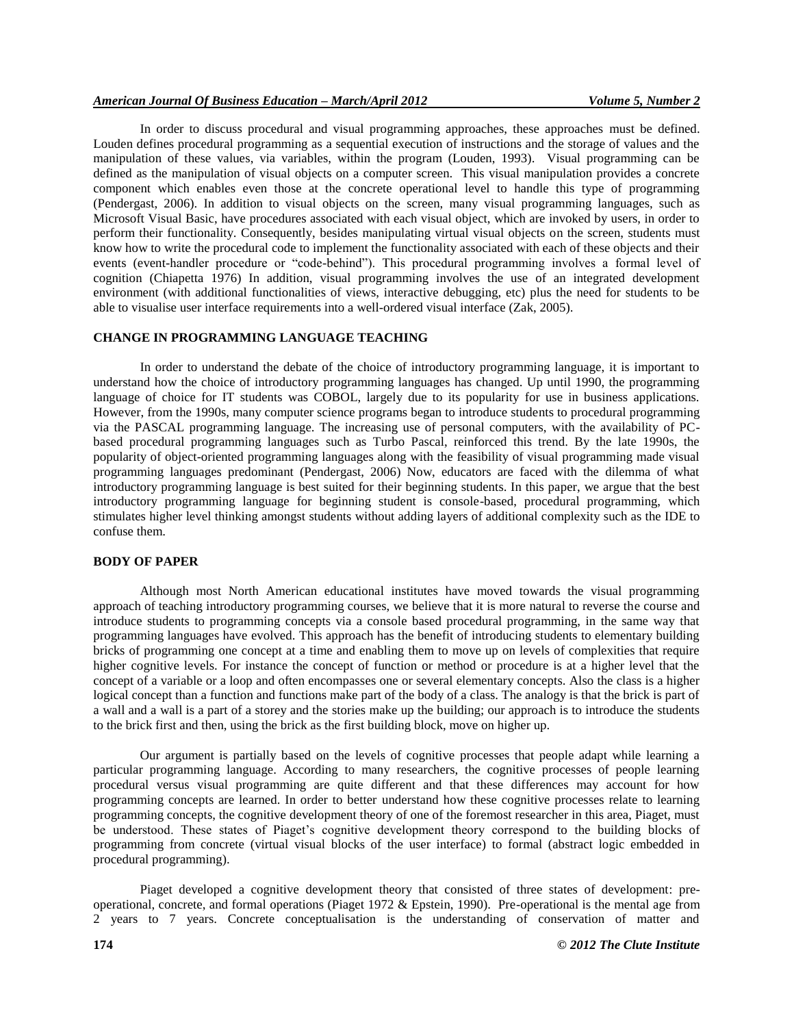In order to discuss procedural and visual programming approaches, these approaches must be defined. Louden defines procedural programming as a sequential execution of instructions and the storage of values and the manipulation of these values, via variables, within the program (Louden, 1993). Visual programming can be defined as the manipulation of visual objects on a computer screen. This visual manipulation provides a concrete component which enables even those at the concrete operational level to handle this type of programming (Pendergast, 2006). In addition to visual objects on the screen, many visual programming languages, such as Microsoft Visual Basic, have procedures associated with each visual object, which are invoked by users, in order to perform their functionality. Consequently, besides manipulating virtual visual objects on the screen, students must know how to write the procedural code to implement the functionality associated with each of these objects and their events (event-handler procedure or "code-behind"). This procedural programming involves a formal level of cognition (Chiapetta 1976) In addition, visual programming involves the use of an integrated development environment (with additional functionalities of views, interactive debugging, etc) plus the need for students to be able to visualise user interface requirements into a well-ordered visual interface (Zak, 2005).

## CHANGE IN PROGRAMMING LANGUAGE TEACHING

In order to understand the debate of the choice of introductory programming language, it is important to understand how the choice of introductory programming languages has changed. Up until 1990, the programming language of choice for IT students was COBOL, largely due to its popularity for use in business applications. However, from the 1990s, many computer science programs began to introduce students to procedural programming via the PASCAL programming language. The increasing use of personal computers, with the availability of PC-based procedural programming languages such as Turbo Pascal, reinforced this trend. By the late 1990s, the popularity of object-oriented programming languages along with the feasibility of visual programming made visual programming languages predominant (Pendergast, 2006) Now, educators are faced with the dilemma of what introductory programming language is best suited for their beginning students. In this paper, we argue that the best introductory programming language for beginning student is console-based, procedural programming, which stimulates higher level thinking amongst students without adding layers of additional complexity such as the IDE to confuse them.

## BODY OF PAPER

Although most North American educational institutes have moved towards the visual programming approach of teaching introductory programming courses, we believe that it is more natural to reverse the course and introduce students to programming concepts via a console based procedural programming, in the same way that programming languages have evolved. This approach has the benefit of introducing students to elementary building bricks of programming one concept at a time and enabling them to move up on levels of complexities that require higher cognitive levels. For instance the concept of function or method or procedure is at a higher level that the concept of a variable or a loop and often encompasses one or several elementary concepts. Also the class is a higher logical concept than a function and functions make part of the body of a class. The analogy is that the brick is part of a wall and a wall is a part of a storey and the stories make up the building; our approach is to introduce the students to the brick first and then, using the brick as the first building block, move on higher up.

Our argument is partially based on the levels of cognitive processes that people adapt while learning a particular programming language. According to many researchers, the cognitive processes of people learning procedural versus visual programming are quite different and that these differences may account for how programming concepts are learned. In order to better understand how these cognitive processes relate to learning programming concepts, the cognitive development theory of one of the foremost researcher in this area, Piaget, must be understood. These states of Piaget's cognitive development theory correspond to the building blocks of programming from concrete (virtual visual blocks of the user interface) to formal (abstract logic embedded in procedural programming).

Piaget developed a cognitive development theory that consisted of three states of development: pre-operational, concrete, and formal operations (Piaget 1972 & Epstein, 1990). Pre-operational is the mental age from 2 years to 7 years. Concrete conceptualisation is the understanding of conservation of matter and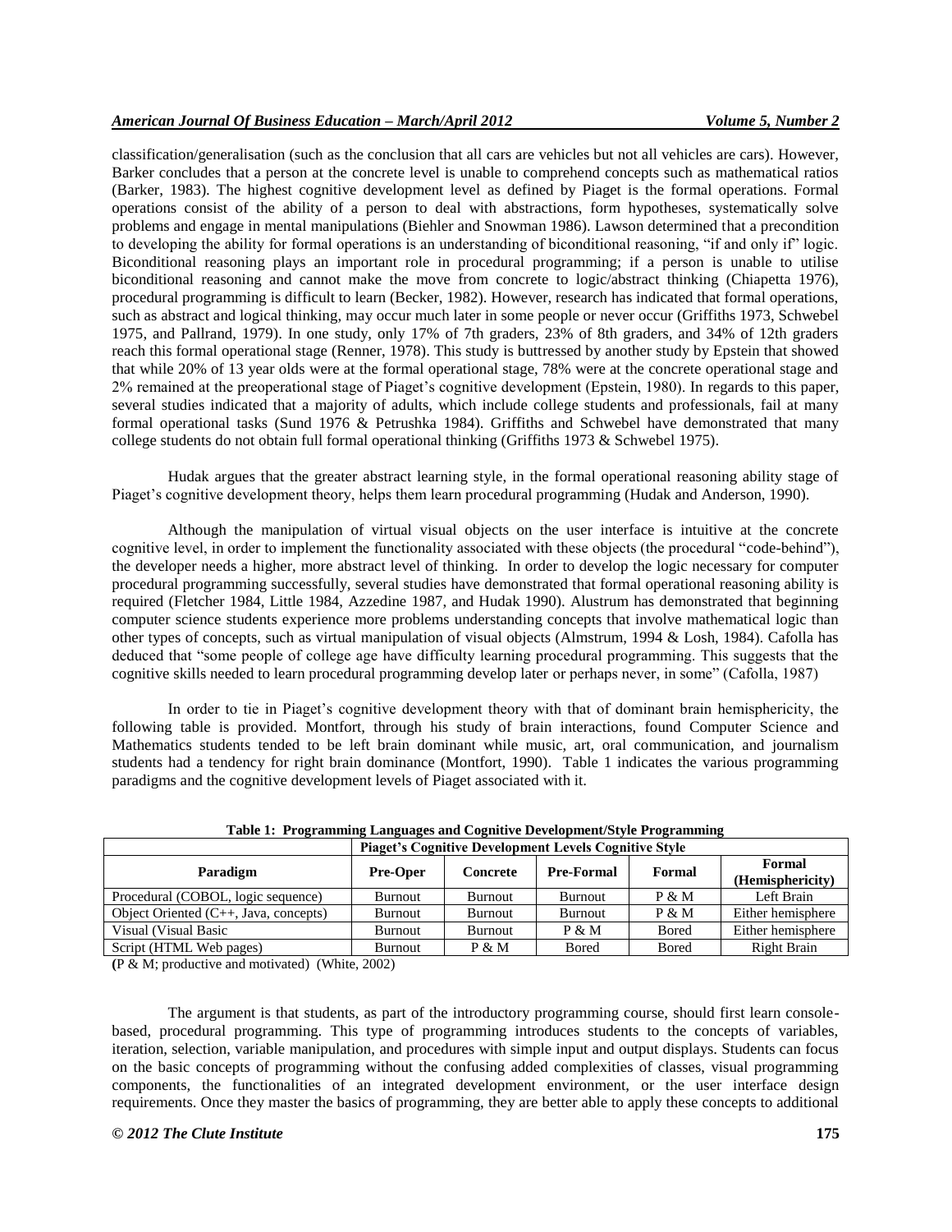classification/generalisation (such as the conclusion that all cars are vehicles but not all vehicles are cars). However, Barker concludes that a person at the concrete level is unable to comprehend concepts such as mathematical ratios (Barker, 1983). The highest cognitive development level as defined by Piaget is the formal operations. Formal operations consist of the ability of a person to deal with abstractions, form hypotheses, systematically solve problems and engage in mental manipulations (Biehler and Snowman 1986). Lawson determined that a precondition to developing the ability for formal operations is an understanding of biconditional reasoning, "if and only if" logic. Biconditional reasoning plays an important role in procedural programming; if a person is unable to utilise biconditional reasoning and cannot make the move from concrete to logic/abstract thinking (Chiapetta 1976), procedural programming is difficult to learn (Becker, 1982). However, research has indicated that formal operations, such as abstract and logical thinking, may occur much later in some people or never occur (Griffiths 1973, Schwebel 1975, and Pallrand, 1979). In one study, only 17% of 7th graders, 23% of 8th graders, and 34% of 12th graders reach this formal operational stage (Renner, 1978). This study is buttressed by another study by Epstein that showed that while 20% of 13 year olds were at the formal operational stage, 78% were at the concrete operational stage and 2% remained at the preoperational stage of Piaget's cognitive development (Epstein, 1980). In regards to this paper, several studies indicated that a majority of adults, which include college students and professionals, fail at many formal operational tasks (Sund 1976 & Petrushka 1984). Griffiths and Schwebel have demonstrated that many college students do not obtain full formal operational thinking (Griffiths 1973 & Schwebel 1975).

Hudak argues that the greater abstract learning style, in the formal operational reasoning ability stage of Piaget's cognitive development theory, helps them learn procedural programming (Hudak and Anderson, 1990).

Although the manipulation of virtual visual objects on the user interface is intuitive at the concrete cognitive level, in order to implement the functionality associated with these objects (the procedural "code-behind"), the developer needs a higher, more abstract level of thinking. In order to develop the logic necessary for computer procedural programming successfully, several studies have demonstrated that formal operational reasoning ability is required (Fletcher 1984, Little 1984, Azzedine 1987, and Hudak 1990). Alustrum has demonstrated that beginning computer science students experience more problems understanding concepts that involve mathematical logic than other types of concepts, such as virtual manipulation of visual objects (Almstrum, 1994 & Losh, 1984). Cafolla has deduced that "some people of college age have difficulty learning procedural programming. This suggests that the cognitive skills needed to learn procedural programming develop later or perhaps never, in some" (Cafolla, 1987)

In order to tie in Piaget's cognitive development theory with that of dominant brain hemisphericity, the following table is provided. Montfort, through his study of brain interactions, found Computer Science and Mathematics students tended to be left brain dominant while music, art, oral communication, and journalism students had a tendency for right brain dominance (Montfort, 1990). Table 1 indicates the various programming paradigms and the cognitive development levels of Piaget associated with it.

**Table 1: Programming Languages and Cognitive Development/Style Programming**

| | Piaget's Cognitive Development Levels Cognitive Style | | | | |
|---|---|---|---|---|---|
| **Paradigm** | **Pre-Oper** | **Concrete** | **Pre-Formal** | **Formal** | **Formal (Hemisphericity)** |
| Procedural (COBOL, logic sequence) | Burnout | Burnout | Burnout | P & M | Left Brain |
| Object Oriented (C++, Java, concepts) | Burnout | Burnout | Burnout | P & M | Either hemisphere |
| Visual (Visual Basic | Burnout | Burnout | P & M | Bored | Either hemisphere |
| Script (HTML Web pages) | Burnout | P & M | Bored | Bored | Right Brain |

**(**P & M; productive and motivated) (White, 2002)

The argument is that students, as part of the introductory programming course, should first learn console-based, procedural programming. This type of programming introduces students to the concepts of variables, iteration, selection, variable manipulation, and procedures with simple input and output displays. Students can focus on the basic concepts of programming without the confusing added complexities of classes, visual programming components, the functionalities of an integrated development environment, or the user interface design requirements. Once they master the basics of programming, they are better able to apply these concepts to additional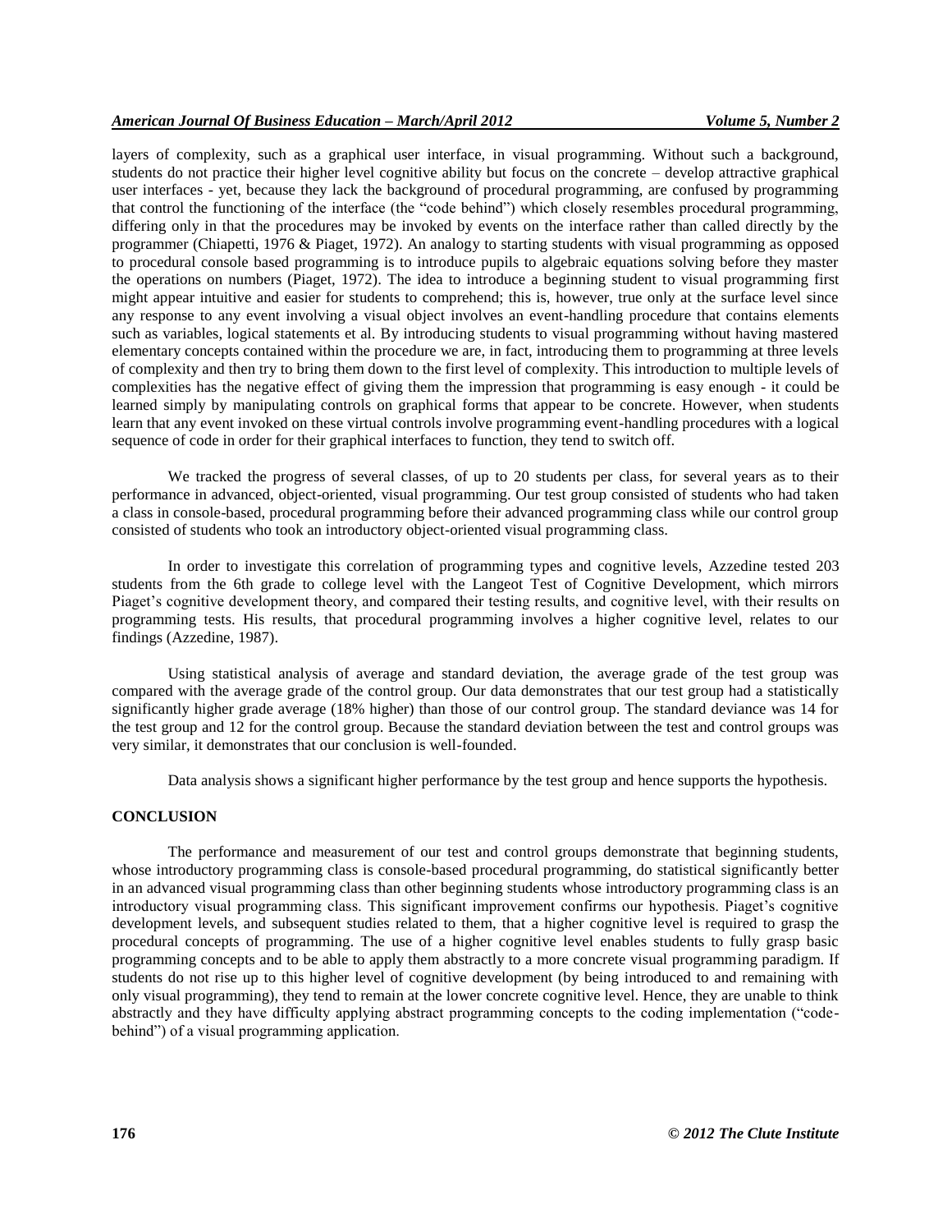layers of complexity, such as a graphical user interface, in visual programming. Without such a background, students do not practice their higher level cognitive ability but focus on the concrete – develop attractive graphical user interfaces - yet, because they lack the background of procedural programming, are confused by programming that control the functioning of the interface (the "code behind") which closely resembles procedural programming, differing only in that the procedures may be invoked by events on the interface rather than called directly by the programmer (Chiapetti, 1976 & Piaget, 1972). An analogy to starting students with visual programming as opposed to procedural console based programming is to introduce pupils to algebraic equations solving before they master the operations on numbers (Piaget, 1972). The idea to introduce a beginning student to visual programming first might appear intuitive and easier for students to comprehend; this is, however, true only at the surface level since any response to any event involving a visual object involves an event-handling procedure that contains elements such as variables, logical statements et al. By introducing students to visual programming without having mastered elementary concepts contained within the procedure we are, in fact, introducing them to programming at three levels of complexity and then try to bring them down to the first level of complexity. This introduction to multiple levels of complexities has the negative effect of giving them the impression that programming is easy enough - it could be learned simply by manipulating controls on graphical forms that appear to be concrete. However, when students learn that any event invoked on these virtual controls involve programming event-handling procedures with a logical sequence of code in order for their graphical interfaces to function, they tend to switch off.

We tracked the progress of several classes, of up to 20 students per class, for several years as to their performance in advanced, object-oriented, visual programming. Our test group consisted of students who had taken a class in console-based, procedural programming before their advanced programming class while our control group consisted of students who took an introductory object-oriented visual programming class.

In order to investigate this correlation of programming types and cognitive levels, Azzedine tested 203 students from the 6th grade to college level with the Langeot Test of Cognitive Development, which mirrors Piaget's cognitive development theory, and compared their testing results, and cognitive level, with their results on programming tests. His results, that procedural programming involves a higher cognitive level, relates to our findings (Azzedine, 1987).

Using statistical analysis of average and standard deviation, the average grade of the test group was compared with the average grade of the control group. Our data demonstrates that our test group had a statistically significantly higher grade average (18% higher) than those of our control group. The standard deviance was 14 for the test group and 12 for the control group. Because the standard deviation between the test and control groups was very similar, it demonstrates that our conclusion is well-founded.

Data analysis shows a significant higher performance by the test group and hence supports the hypothesis.

## CONCLUSION

The performance and measurement of our test and control groups demonstrate that beginning students, whose introductory programming class is console-based procedural programming, do statistical significantly better in an advanced visual programming class than other beginning students whose introductory programming class is an introductory visual programming class. This significant improvement confirms our hypothesis. Piaget's cognitive development levels, and subsequent studies related to them, that a higher cognitive level is required to grasp the procedural concepts of programming. The use of a higher cognitive level enables students to fully grasp basic programming concepts and to be able to apply them abstractly to a more concrete visual programming paradigm. If students do not rise up to this higher level of cognitive development (by being introduced to and remaining with only visual programming), they tend to remain at the lower concrete cognitive level. Hence, they are unable to think abstractly and they have difficulty applying abstract programming concepts to the coding implementation ("code-behind") of a visual programming application.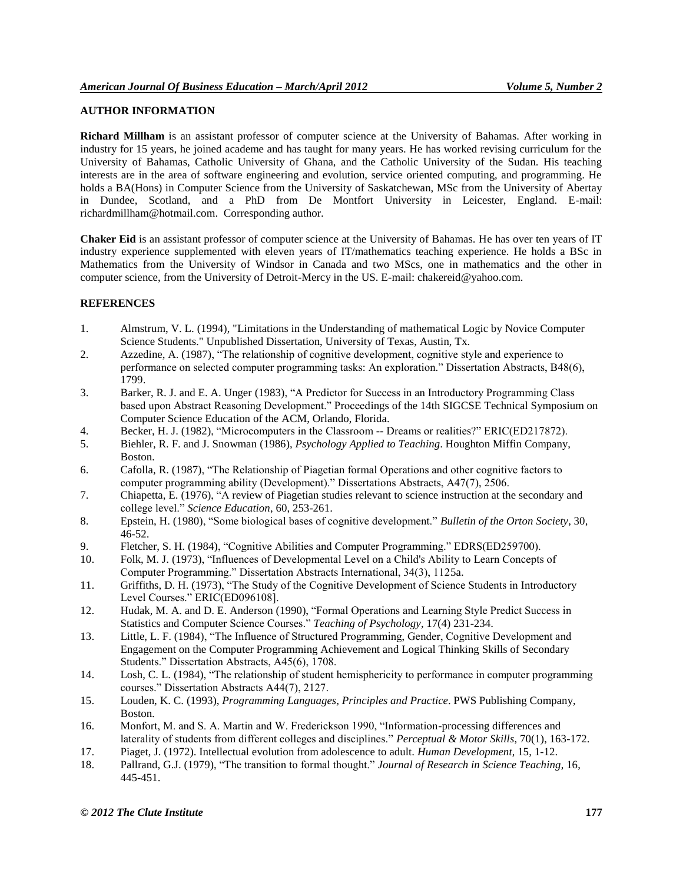## AUTHOR INFORMATION

**Richard Millham** is an assistant professor of computer science at the University of Bahamas. After working in industry for 15 years, he joined academe and has taught for many years. He has worked revising curriculum for the University of Bahamas, Catholic University of Ghana, and the Catholic University of the Sudan. His teaching interests are in the area of software engineering and evolution, service oriented computing, and programming. He holds a BA(Hons) in Computer Science from the University of Saskatchewan, MSc from the University of Abertay in Dundee, Scotland, and a PhD from De Montfort University in Leicester, England. E-mail: richardmillham@hotmail.com. Corresponding author.

**Chaker Eid** is an assistant professor of computer science at the University of Bahamas. He has over ten years of IT industry experience supplemented with eleven years of IT/mathematics teaching experience. He holds a BSc in Mathematics from the University of Windsor in Canada and two MScs, one in mathematics and the other in computer science, from the University of Detroit-Mercy in the US. E-mail: chakereid@yahoo.com.

## REFERENCES

1. Almstrum, V. L. (1994), "Limitations in the Understanding of mathematical Logic by Novice Computer Science Students." Unpublished Dissertation, University of Texas, Austin, Tx.
2. Azzedine, A. (1987), "The relationship of cognitive development, cognitive style and experience to performance on selected computer programming tasks: An exploration." Dissertation Abstracts, B48(6), 1799.
3. Barker, R. J. and E. A. Unger (1983), "A Predictor for Success in an Introductory Programming Class based upon Abstract Reasoning Development." Proceedings of the 14th SIGCSE Technical Symposium on Computer Science Education of the ACM, Orlando, Florida.
4. Becker, H. J. (1982), "Microcomputers in the Classroom -- Dreams or realities?" ERIC(ED217872).
5. Biehler, R. F. and J. Snowman (1986), *Psychology Applied to Teaching*. Houghton Miffin Company, Boston.
6. Cafolla, R. (1987), "The Relationship of Piagetian formal Operations and other cognitive factors to computer programming ability (Development)." Dissertations Abstracts, A47(7), 2506.
7. Chiapetta, E. (1976), "A review of Piagetian studies relevant to science instruction at the secondary and college level." *Science Education*, 60, 253-261.
8. Epstein, H. (1980), "Some biological bases of cognitive development." *Bulletin of the Orton Society*, 30, 46-52.
9. Fletcher, S. H. (1984), "Cognitive Abilities and Computer Programming." EDRS(ED259700).
10. Folk, M. J. (1973), "Influences of Developmental Level on a Child's Ability to Learn Concepts of Computer Programming." Dissertation Abstracts International, 34(3), 1125a.
11. Griffiths, D. H. (1973), "The Study of the Cognitive Development of Science Students in Introductory Level Courses." ERIC(ED096108].
12. Hudak, M. A. and D. E. Anderson (1990), "Formal Operations and Learning Style Predict Success in Statistics and Computer Science Courses." *Teaching of Psychology*, 17(4) 231-234.
13. Little, L. F. (1984), "The Influence of Structured Programming, Gender, Cognitive Development and Engagement on the Computer Programming Achievement and Logical Thinking Skills of Secondary Students." Dissertation Abstracts, A45(6), 1708.
14. Losh, C. L. (1984), "The relationship of student hemisphericity to performance in computer programming courses." Dissertation Abstracts A44(7), 2127.
15. Louden, K. C. (1993), *Programming Languages, Principles and Practice*. PWS Publishing Company, Boston.
16. Monfort, M. and S. A. Martin and W. Frederickson 1990, "Information-processing differences and laterality of students from different colleges and disciplines." *Perceptual & Motor Skills*, 70(1), 163-172.
17. Piaget, J. (1972). Intellectual evolution from adolescence to adult. *Human Development*, 15, 1-12.
18. Pallrand, G.J. (1979), "The transition to formal thought." *Journal of Research in Science Teaching*, 16, 445-451.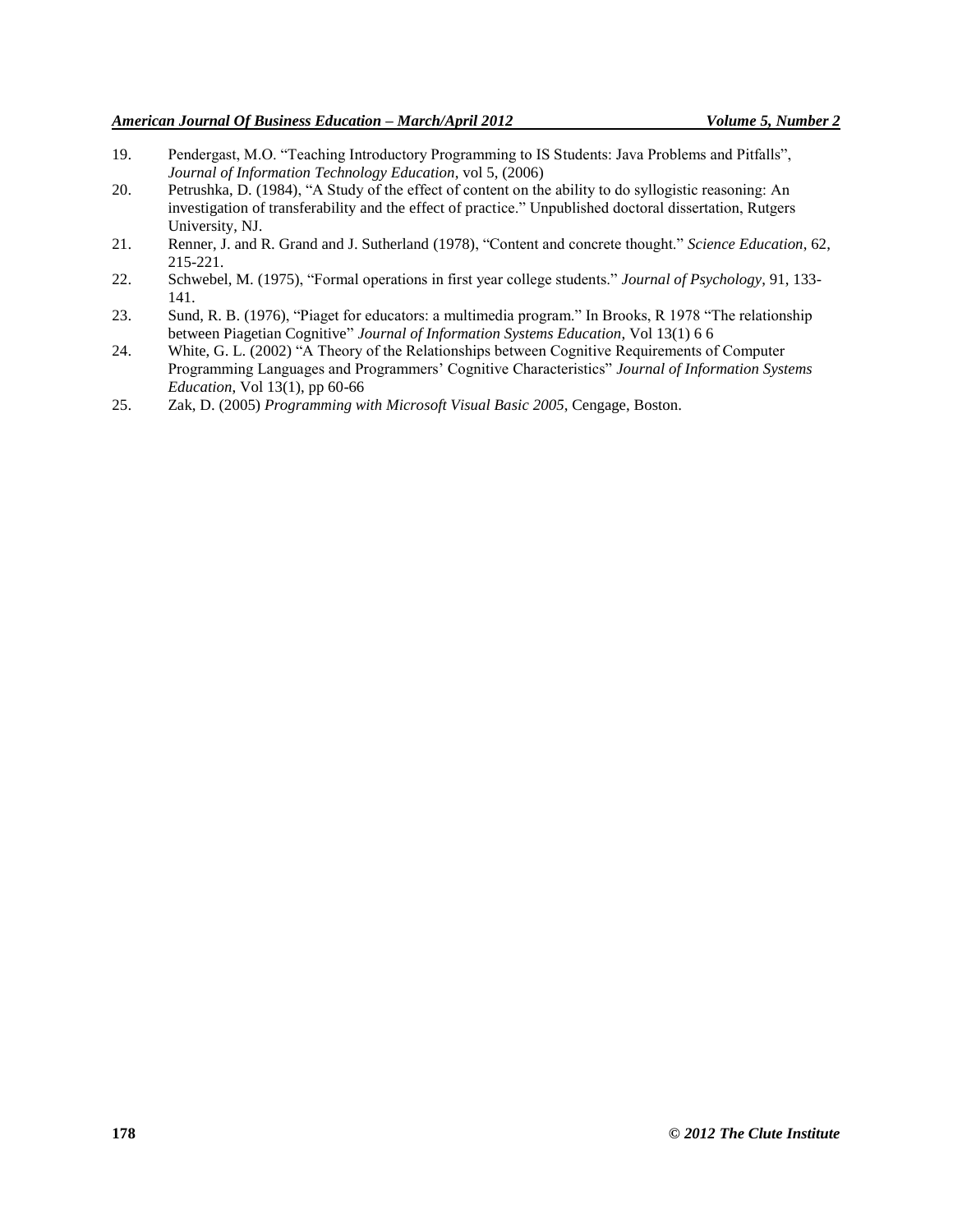19. Pendergast, M.O. "Teaching Introductory Programming to IS Students: Java Problems and Pitfalls", *Journal of Information Technology Education*, vol 5, (2006)
20. Petrushka, D. (1984), "A Study of the effect of content on the ability to do syllogistic reasoning: An investigation of transferability and the effect of practice." Unpublished doctoral dissertation, Rutgers University, NJ.
21. Renner, J. and R. Grand and J. Sutherland (1978), "Content and concrete thought." *Science Education*, 62, 215-221.
22. Schwebel, M. (1975), "Formal operations in first year college students." *Journal of Psychology*, 91, 133-141.
23. Sund, R. B. (1976), "Piaget for educators: a multimedia program." In Brooks, R 1978 "The relationship between Piagetian Cognitive" *Journal of Information Systems Education*, Vol 13(1) 6 6
24. White, G. L. (2002) "A Theory of the Relationships between Cognitive Requirements of Computer Programming Languages and Programmers' Cognitive Characteristics" *Journal of Information Systems Education*, Vol 13(1), pp 60-66
25. Zak, D. (2005) *Programming with Microsoft Visual Basic 2005*, Cengage, Boston.